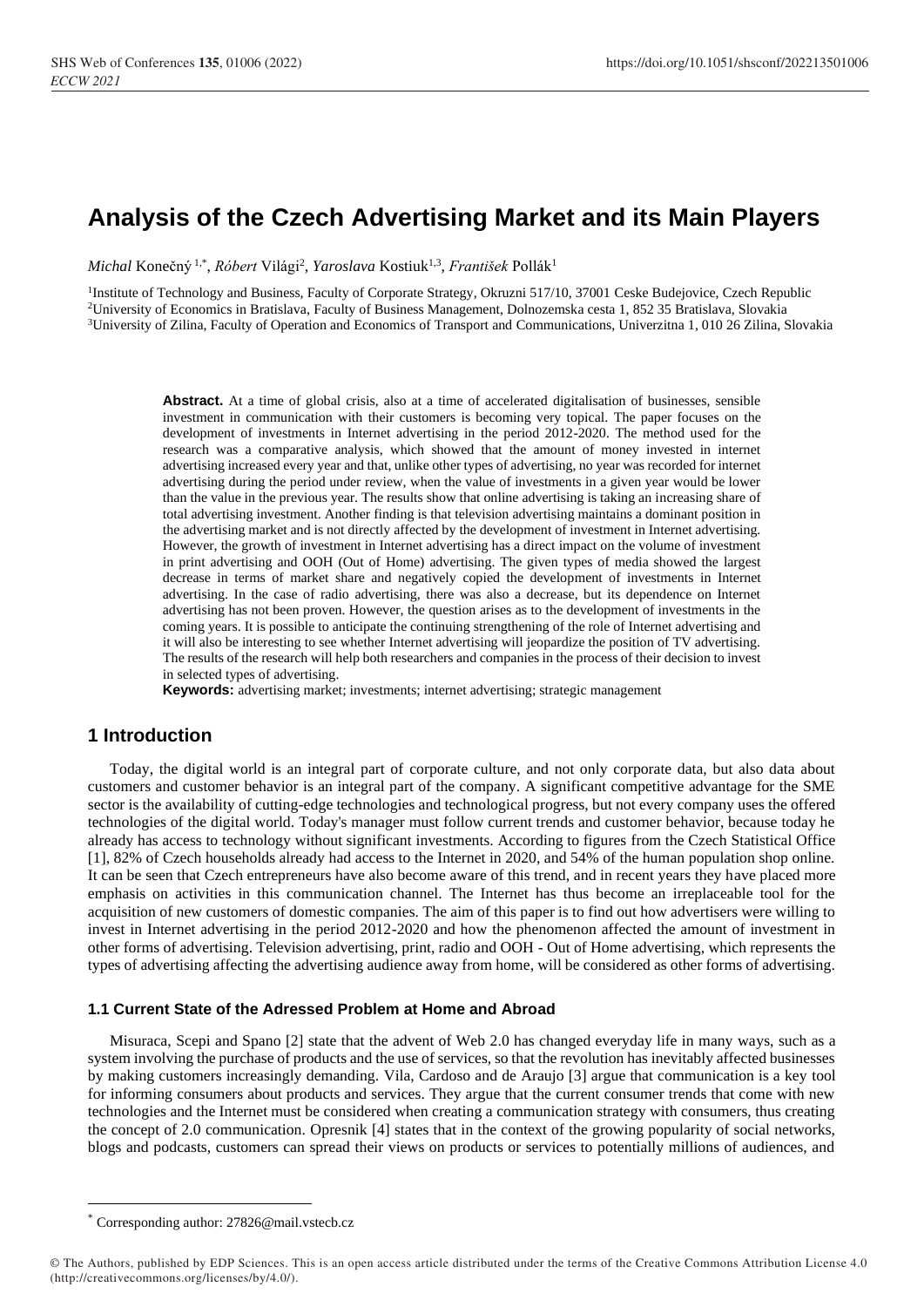# Analysis of the Czech Advertising Market and its Main Players

*Michal* Konečný [1,*], *Róbert* Világi[2], *Yaroslava* Kostiuk[1,3], *František* Pollák[1]

[1]Institute of Technology and Business, Faculty of Corporate Strategy, Okruzni 517/10, 37001 Ceske Budejovice, Czech Republic
[2]University of Economics in Bratislava, Faculty of Business Management, Dolnozemska cesta 1, 852 35 Bratislava, Slovakia
[3]University of Zilina, Faculty of Operation and Economics of Transport and Communications, Univerzitna 1, 010 26 Zilina, Slovakia

**Abstract.** At a time of global crisis, also at a time of accelerated digitalisation of businesses, sensible investment in communication with their customers is becoming very topical. The paper focuses on the development of investments in Internet advertising in the period 2012-2020. The method used for the research was a comparative analysis, which showed that the amount of money invested in internet advertising increased every year and that, unlike other types of advertising, no year was recorded for internet advertising during the period under review, when the value of investments in a given year would be lower than the value in the previous year. The results show that online advertising is taking an increasing share of total advertising investment. Another finding is that television advertising maintains a dominant position in the advertising market and is not directly affected by the development of investment in Internet advertising. However, the growth of investment in Internet advertising has a direct impact on the volume of investment in print advertising and OOH (Out of Home) advertising. The given types of media showed the largest decrease in terms of market share and negatively copied the development of investments in Internet advertising. In the case of radio advertising, there was also a decrease, but its dependence on Internet advertising has not been proven. However, the question arises as to the development of investments in the coming years. It is possible to anticipate the continuing strengthening of the role of Internet advertising and it will also be interesting to see whether Internet advertising will jeopardize the position of TV advertising. The results of the research will help both researchers and companies in the process of their decision to invest in selected types of advertising.

**Keywords:** advertising market; investments; internet advertising; strategic management

## 1 Introduction

Today, the digital world is an integral part of corporate culture, and not only corporate data, but also data about customers and customer behavior is an integral part of the company. A significant competitive advantage for the SME sector is the availability of cutting-edge technologies and technological progress, but not every company uses the offered technologies of the digital world. Today's manager must follow current trends and customer behavior, because today he already has access to technology without significant investments. According to figures from the Czech Statistical Office [1], 82% of Czech households already had access to the Internet in 2020, and 54% of the human population shop online. It can be seen that Czech entrepreneurs have also become aware of this trend, and in recent years they have placed more emphasis on activities in this communication channel. The Internet has thus become an irreplaceable tool for the acquisition of new customers of domestic companies. The aim of this paper is to find out how advertisers were willing to invest in Internet advertising in the period 2012-2020 and how the phenomenon affected the amount of investment in other forms of advertising. Television advertising, print, radio and OOH - Out of Home advertising, which represents the types of advertising affecting the advertising audience away from home, will be considered as other forms of advertising.

### 1.1 Current State of the Adressed Problem at Home and Abroad

Misuraca, Scepi and Spano [2] state that the advent of Web 2.0 has changed everyday life in many ways, such as a system involving the purchase of products and the use of services, so that the revolution has inevitably affected businesses by making customers increasingly demanding. Vila, Cardoso and de Araujo [3] argue that communication is a key tool for informing consumers about products and services. They argue that the current consumer trends that come with new technologies and the Internet must be considered when creating a communication strategy with consumers, thus creating the concept of 2.0 communication. Opresnik [4] states that in the context of the growing popularity of social networks, blogs and podcasts, customers can spread their views on products or services to potentially millions of audiences, and

* Corresponding author: 27826@mail.vstecb.cz

© The Authors, published by EDP Sciences. This is an open access article distributed under the terms of the Creative Commons Attribution License 4.0 (http://creativecommons.org/licenses/by/4.0/).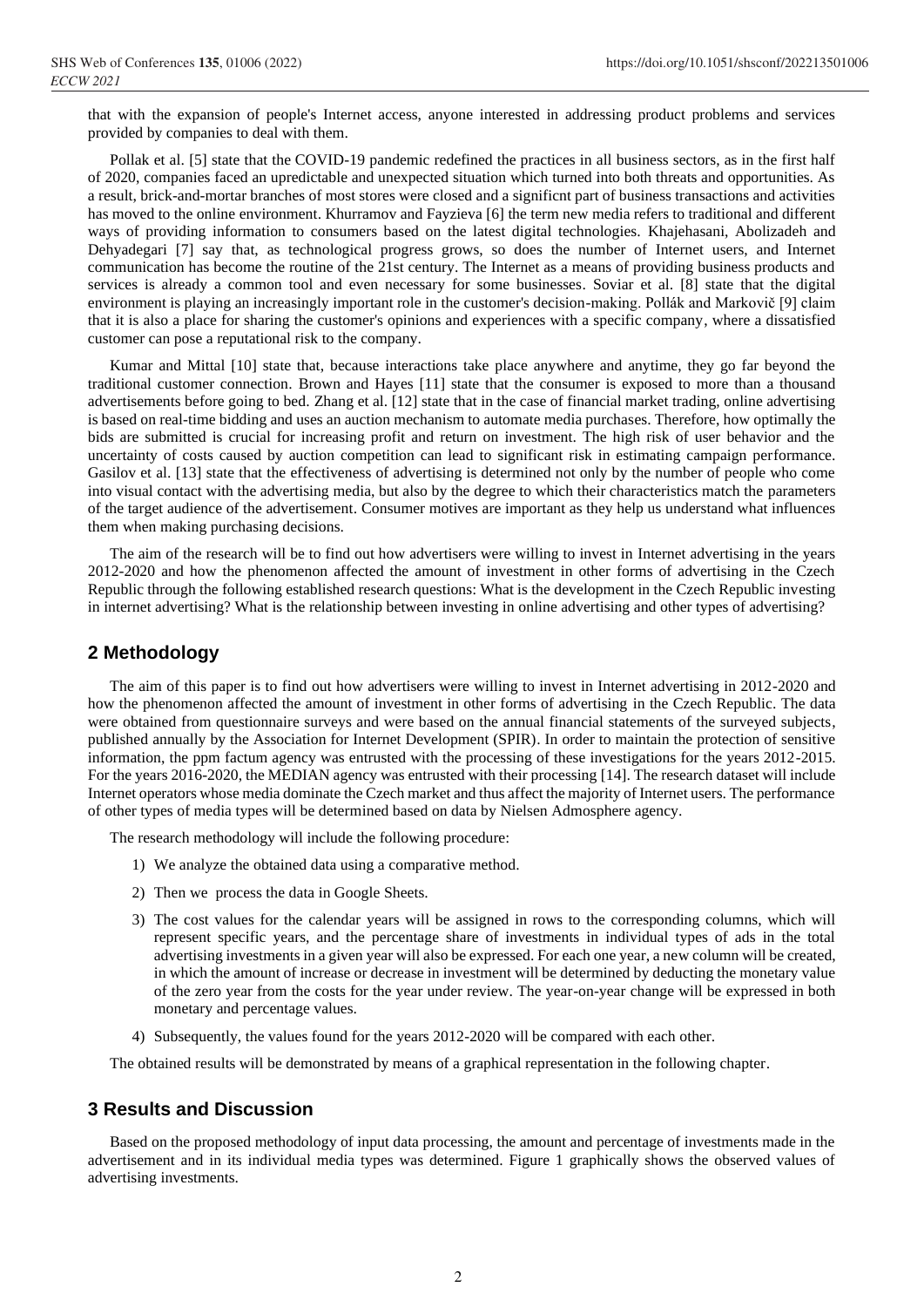that with the expansion of people's Internet access, anyone interested in addressing product problems and services provided by companies to deal with them.

Pollak et al. [5] state that the COVID-19 pandemic redefined the practices in all business sectors, as in the first half of 2020, companies faced an upredictable and unexpected situation which turned into both threats and opportunities. As a result, brick-and-mortar branches of most stores were closed and a significnt part of business transactions and activities has moved to the online environment. Khurramov and Fayzieva [6] the term new media refers to traditional and different ways of providing information to consumers based on the latest digital technologies. Khajehasani, Abolizadeh and Dehyadegari [7] say that, as technological progress grows, so does the number of Internet users, and Internet communication has become the routine of the 21st century. The Internet as a means of providing business products and services is already a common tool and even necessary for some businesses. Soviar et al. [8] state that the digital environment is playing an increasingly important role in the customer's decision-making. Pollák and Markovič [9] claim that it is also a place for sharing the customer's opinions and experiences with a specific company, where a dissatisfied customer can pose a reputational risk to the company.

Kumar and Mittal [10] state that, because interactions take place anywhere and anytime, they go far beyond the traditional customer connection. Brown and Hayes [11] state that the consumer is exposed to more than a thousand advertisements before going to bed. Zhang et al. [12] state that in the case of financial market trading, online advertising is based on real-time bidding and uses an auction mechanism to automate media purchases. Therefore, how optimally the bids are submitted is crucial for increasing profit and return on investment. The high risk of user behavior and the uncertainty of costs caused by auction competition can lead to significant risk in estimating campaign performance. Gasilov et al. [13] state that the effectiveness of advertising is determined not only by the number of people who come into visual contact with the advertising media, but also by the degree to which their characteristics match the parameters of the target audience of the advertisement. Consumer motives are important as they help us understand what influences them when making purchasing decisions.

The aim of the research will be to find out how advertisers were willing to invest in Internet advertising in the years 2012-2020 and how the phenomenon affected the amount of investment in other forms of advertising in the Czech Republic through the following established research questions: What is the development in the Czech Republic investing in internet advertising? What is the relationship between investing in online advertising and other types of advertising?

## 2 Methodology

The aim of this paper is to find out how advertisers were willing to invest in Internet advertising in 2012-2020 and how the phenomenon affected the amount of investment in other forms of advertising in the Czech Republic. The data were obtained from questionnaire surveys and were based on the annual financial statements of the surveyed subjects, published annually by the Association for Internet Development (SPIR). In order to maintain the protection of sensitive information, the ppm factum agency was entrusted with the processing of these investigations for the years 2012-2015. For the years 2016-2020, the MEDIAN agency was entrusted with their processing [14]. The research dataset will include Internet operators whose media dominate the Czech market and thus affect the majority of Internet users. The performance of other types of media types will be determined based on data by Nielsen Admosphere agency.

The research methodology will include the following procedure:

1) We analyze the obtained data using a comparative method.
2) Then we process the data in Google Sheets.
3) The cost values for the calendar years will be assigned in rows to the corresponding columns, which will represent specific years, and the percentage share of investments in individual types of ads in the total advertising investments in a given year will also be expressed. For each one year, a new column will be created, in which the amount of increase or decrease in investment will be determined by deducting the monetary value of the zero year from the costs for the year under review. The year-on-year change will be expressed in both monetary and percentage values.
4) Subsequently, the values found for the years 2012-2020 will be compared with each other.

The obtained results will be demonstrated by means of a graphical representation in the following chapter.

## 3 Results and Discussion

Based on the proposed methodology of input data processing, the amount and percentage of investments made in the advertisement and in its individual media types was determined. Figure 1 graphically shows the observed values of advertising investments.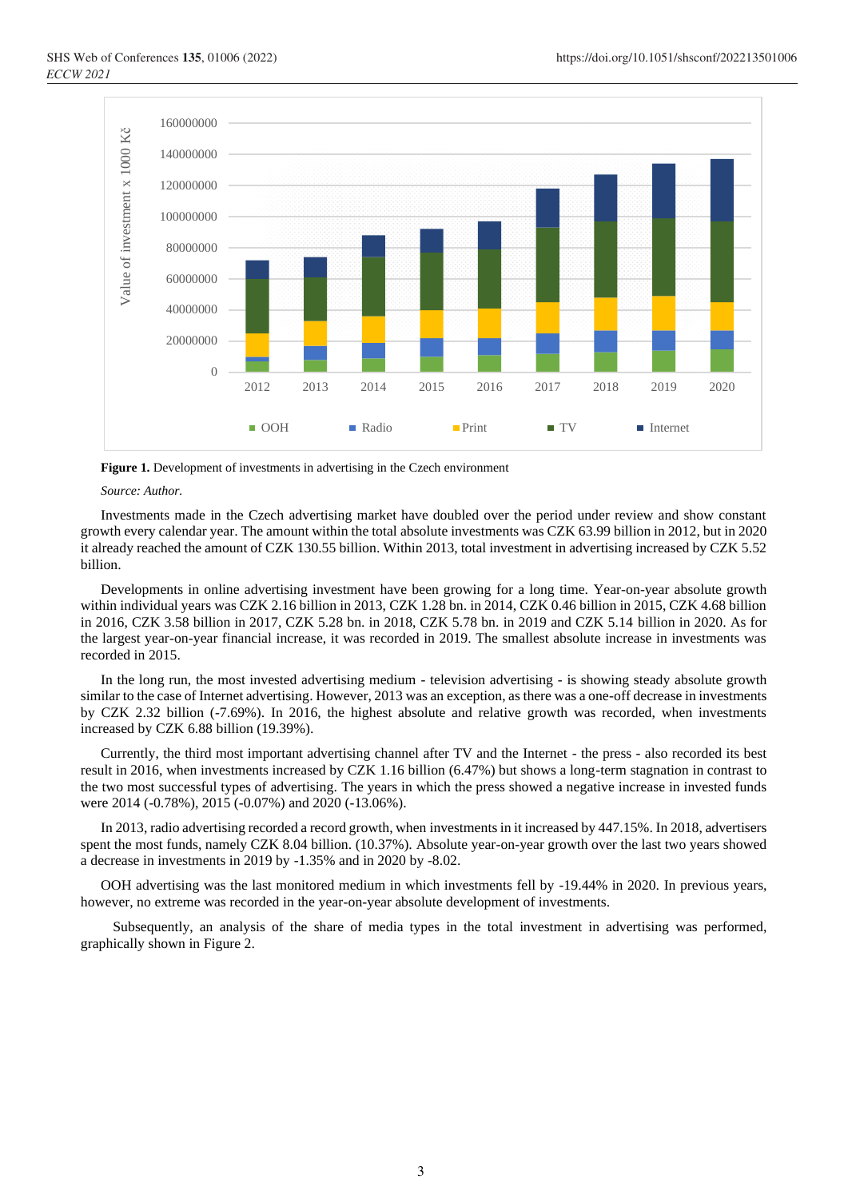**Figure 1.** Development of investments in advertising in the Czech environment

*Source: Author.*

Investments made in the Czech advertising market have doubled over the period under review and show constant growth every calendar year. The amount within the total absolute investments was CZK 63.99 billion in 2012, but in 2020 it already reached the amount of CZK 130.55 billion. Within 2013, total investment in advertising increased by CZK 5.52 billion.

Developments in online advertising investment have been growing for a long time. Year-on-year absolute growth within individual years was CZK 2.16 billion in 2013, CZK 1.28 bn. in 2014, CZK 0.46 billion in 2015, CZK 4.68 billion in 2016, CZK 3.58 billion in 2017, CZK 5.28 bn. in 2018, CZK 5.78 bn. in 2019 and CZK 5.14 billion in 2020. As for the largest year-on-year financial increase, it was recorded in 2019. The smallest absolute increase in investments was recorded in 2015.

In the long run, the most invested advertising medium - television advertising - is showing steady absolute growth similar to the case of Internet advertising. However, 2013 was an exception, as there was a one-off decrease in investments by CZK 2.32 billion (-7.69%). In 2016, the highest absolute and relative growth was recorded, when investments increased by CZK 6.88 billion (19.39%).

Currently, the third most important advertising channel after TV and the Internet - the press - also recorded its best result in 2016, when investments increased by CZK 1.16 billion (6.47%) but shows a long-term stagnation in contrast to the two most successful types of advertising. The years in which the press showed a negative increase in invested funds were 2014 (-0.78%), 2015 (-0.07%) and 2020 (-13.06%).

In 2013, radio advertising recorded a record growth, when investments in it increased by 447.15%. In 2018, advertisers spent the most funds, namely CZK 8.04 billion. (10.37%). Absolute year-on-year growth over the last two years showed a decrease in investments in 2019 by -1.35% and in 2020 by -8.02.

OOH advertising was the last monitored medium in which investments fell by -19.44% in 2020. In previous years, however, no extreme was recorded in the year-on-year absolute development of investments.

Subsequently, an analysis of the share of media types in the total investment in advertising was performed, graphically shown in Figure 2.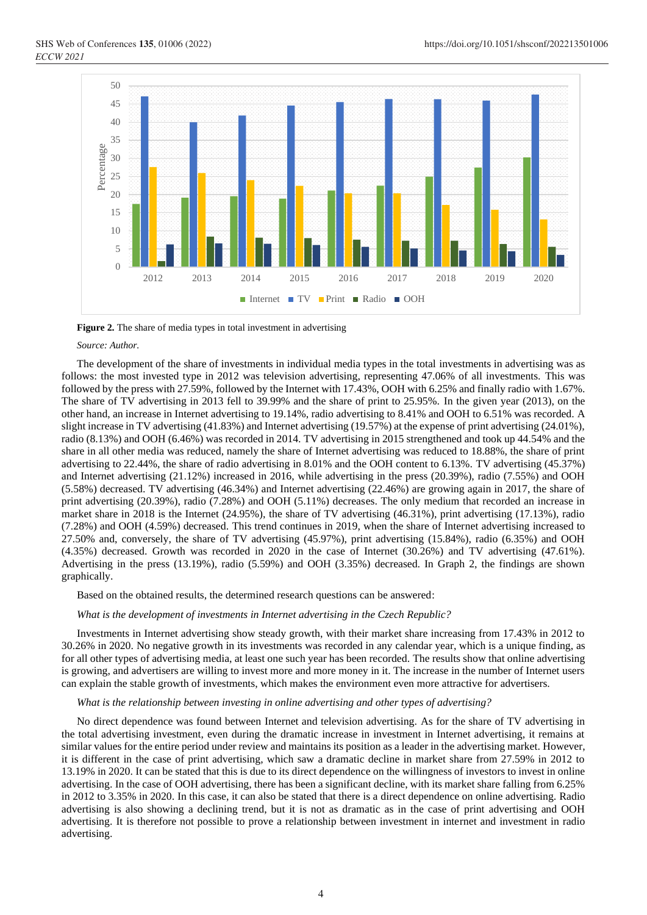**Figure 2.** The share of media types in total investment in advertising

*Source: Author.*

The development of the share of investments in individual media types in the total investments in advertising was as follows: the most invested type in 2012 was television advertising, representing 47.06% of all investments. This was followed by the press with 27.59%, followed by the Internet with 17.43%, OOH with 6.25% and finally radio with 1.67%. The share of TV advertising in 2013 fell to 39.99% and the share of print to 25.95%. In the given year (2013), on the other hand, an increase in Internet advertising to 19.14%, radio advertising to 8.41% and OOH to 6.51% was recorded. A slight increase in TV advertising (41.83%) and Internet advertising (19.57%) at the expense of print advertising (24.01%), radio (8.13%) and OOH (6.46%) was recorded in 2014. TV advertising in 2015 strengthened and took up 44.54% and the share in all other media was reduced, namely the share of Internet advertising was reduced to 18.88%, the share of print advertising to 22.44%, the share of radio advertising in 8.01% and the OOH content to 6.13%. TV advertising (45.37%) and Internet advertising (21.12%) increased in 2016, while advertising in the press (20.39%), radio (7.55%) and OOH (5.58%) decreased. TV advertising (46.34%) and Internet advertising (22.46%) are growing again in 2017, the share of print advertising (20.39%), radio (7.28%) and OOH (5.11%) decreases. The only medium that recorded an increase in market share in 2018 is the Internet (24.95%), the share of TV advertising (46.31%), print advertising (17.13%), radio (7.28%) and OOH (4.59%) decreased. This trend continues in 2019, when the share of Internet advertising increased to 27.50% and, conversely, the share of TV advertising (45.97%), print advertising (15.84%), radio (6.35%) and OOH (4.35%) decreased. Growth was recorded in 2020 in the case of Internet (30.26%) and TV advertising (47.61%). Advertising in the press (13.19%), radio (5.59%) and OOH (3.35%) decreased. In Graph 2, the findings are shown graphically.

Based on the obtained results, the determined research questions can be answered:

*What is the development of investments in Internet advertising in the Czech Republic?*

Investments in Internet advertising show steady growth, with their market share increasing from 17.43% in 2012 to 30.26% in 2020. No negative growth in its investments was recorded in any calendar year, which is a unique finding, as for all other types of advertising media, at least one such year has been recorded. The results show that online advertising is growing, and advertisers are willing to invest more and more money in it. The increase in the number of Internet users can explain the stable growth of investments, which makes the environment even more attractive for advertisers.

*What is the relationship between investing in online advertising and other types of advertising?*

No direct dependence was found between Internet and television advertising. As for the share of TV advertising in the total advertising investment, even during the dramatic increase in investment in Internet advertising, it remains at similar values for the entire period under review and maintains its position as a leader in the advertising market. However, it is different in the case of print advertising, which saw a dramatic decline in market share from 27.59% in 2012 to 13.19% in 2020. It can be stated that this is due to its direct dependence on the willingness of investors to invest in online advertising. In the case of OOH advertising, there has been a significant decline, with its market share falling from 6.25% in 2012 to 3.35% in 2020. In this case, it can also be stated that there is a direct dependence on online advertising. Radio advertising is also showing a declining trend, but it is not as dramatic as in the case of print advertising and OOH advertising. It is therefore not possible to prove a relationship between investment in internet and investment in radio advertising.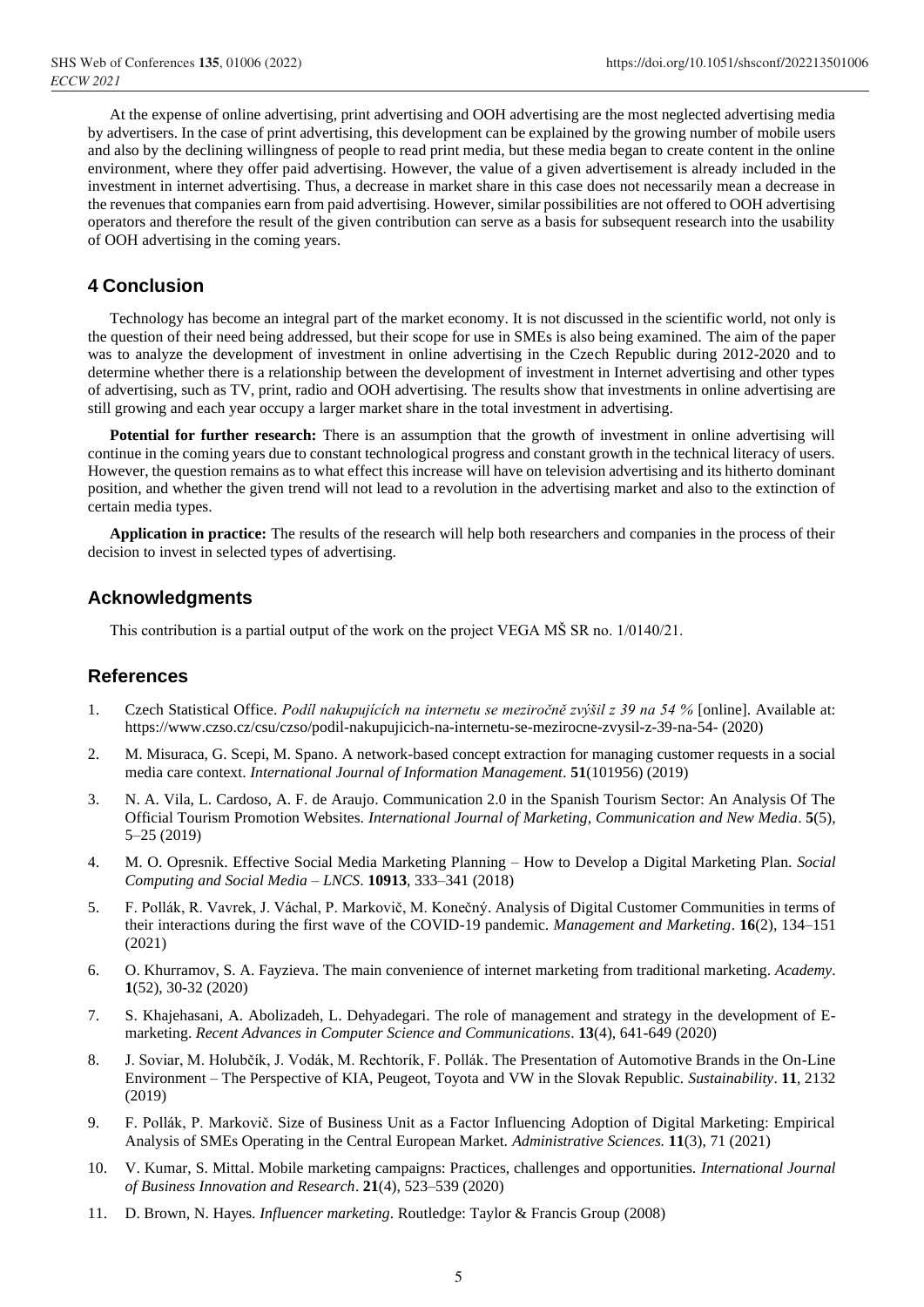At the expense of online advertising, print advertising and OOH advertising are the most neglected advertising media by advertisers. In the case of print advertising, this development can be explained by the growing number of mobile users and also by the declining willingness of people to read print media, but these media began to create content in the online environment, where they offer paid advertising. However, the value of a given advertisement is already included in the investment in internet advertising. Thus, a decrease in market share in this case does not necessarily mean a decrease in the revenues that companies earn from paid advertising. However, similar possibilities are not offered to OOH advertising operators and therefore the result of the given contribution can serve as a basis for subsequent research into the usability of OOH advertising in the coming years.

## 4 Conclusion

Technology has become an integral part of the market economy. It is not discussed in the scientific world, not only is the question of their need being addressed, but their scope for use in SMEs is also being examined. The aim of the paper was to analyze the development of investment in online advertising in the Czech Republic during 2012-2020 and to determine whether there is a relationship between the development of investment in Internet advertising and other types of advertising, such as TV, print, radio and OOH advertising. The results show that investments in online advertising are still growing and each year occupy a larger market share in the total investment in advertising.

**Potential for further research:** There is an assumption that the growth of investment in online advertising will continue in the coming years due to constant technological progress and constant growth in the technical literacy of users. However, the question remains as to what effect this increase will have on television advertising and its hitherto dominant position, and whether the given trend will not lead to a revolution in the advertising market and also to the extinction of certain media types.

**Application in practice:** The results of the research will help both researchers and companies in the process of their decision to invest in selected types of advertising.

## Acknowledgments

This contribution is a partial output of the work on the project VEGA MŠ SR no. 1/0140/21.

## References

1. Czech Statistical Office. *Podíl nakupujících na internetu se meziročně zvýšil z 39 na 54 %* [online]. Available at: https://www.czso.cz/csu/czso/podil-nakupujicich-na-internetu-se-mezirocne-zvysil-z-39-na-54- (2020)
2. M. Misuraca, G. Scepi, M. Spano. A network-based concept extraction for managing customer requests in a social media care context. *International Journal of Information Management*. **51**(101956) (2019)
3. N. A. Vila, L. Cardoso, A. F. de Araujo. Communication 2.0 in the Spanish Tourism Sector: An Analysis Of The Official Tourism Promotion Websites. *International Journal of Marketing, Communication and New Media*. **5**(5), 5–25 (2019)
4. M. O. Opresnik. Effective Social Media Marketing Planning – How to Develop a Digital Marketing Plan. *Social Computing and Social Media – LNCS*. **10913**, 333–341 (2018)
5. F. Pollák, R. Vavrek, J. Váchal, P. Markovič, M. Konečný. Analysis of Digital Customer Communities in terms of their interactions during the first wave of the COVID-19 pandemic. *Management and Marketing*. **16**(2), 134–151 (2021)
6. O. Khurramov, S. A. Fayzieva. The main convenience of internet marketing from traditional marketing. *Academy*. **1**(52), 30-32 (2020)
7. S. Khajehasani, A. Abolizadeh, L. Dehyadegari. The role of management and strategy in the development of E-marketing. *Recent Advances in Computer Science and Communications*. **13**(4), 641-649 (2020)
8. J. Soviar, M. Holubčík, J. Vodák, M. Rechtorík, F. Pollák. The Presentation of Automotive Brands in the On-Line Environment – The Perspective of KIA, Peugeot, Toyota and VW in the Slovak Republic. *Sustainability*. **11**, 2132 (2019)
9. F. Pollák, P. Markovič. Size of Business Unit as a Factor Influencing Adoption of Digital Marketing: Empirical Analysis of SMEs Operating in the Central European Market. *Administrative Sciences.* **11**(3), 71 (2021)
10. V. Kumar, S. Mittal. Mobile marketing campaigns: Practices, challenges and opportunities. *International Journal of Business Innovation and Research*. **21**(4), 523–539 (2020)
11. D. Brown, N. Hayes. *Influencer marketing*. Routledge: Taylor & Francis Group (2008)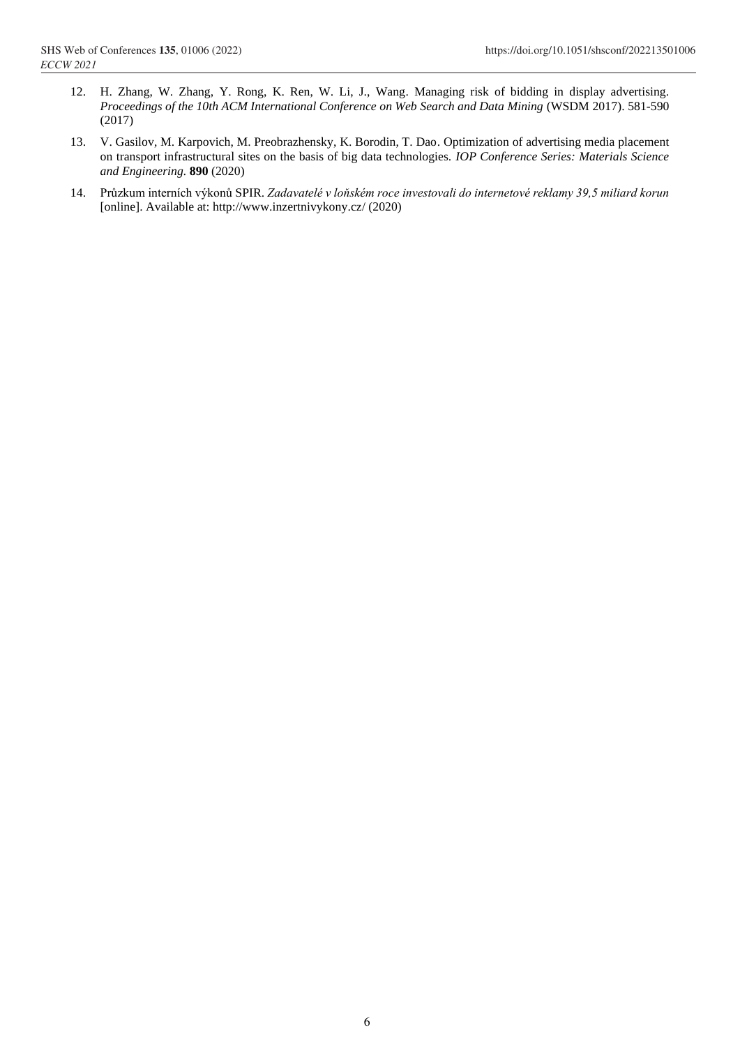12. H. Zhang, W. Zhang, Y. Rong, K. Ren, W. Li, J., Wang. Managing risk of bidding in display advertising. *Proceedings of the 10th ACM International Conference on Web Search and Data Mining* (WSDM 2017). 581-590 (2017)

13. V. Gasilov, M. Karpovich, M. Preobrazhensky, K. Borodin, T. Dao. Optimization of advertising media placement on transport infrastructural sites on the basis of big data technologies. *IOP Conference Series: Materials Science and Engineering*. **890** (2020)

14. Průzkum interních výkonů SPIR. *Zadavatelé v loňském roce investovali do internetové reklamy 39,5 miliard korun* [online]. Available at: http://www.inzertnivykony.cz/ (2020)